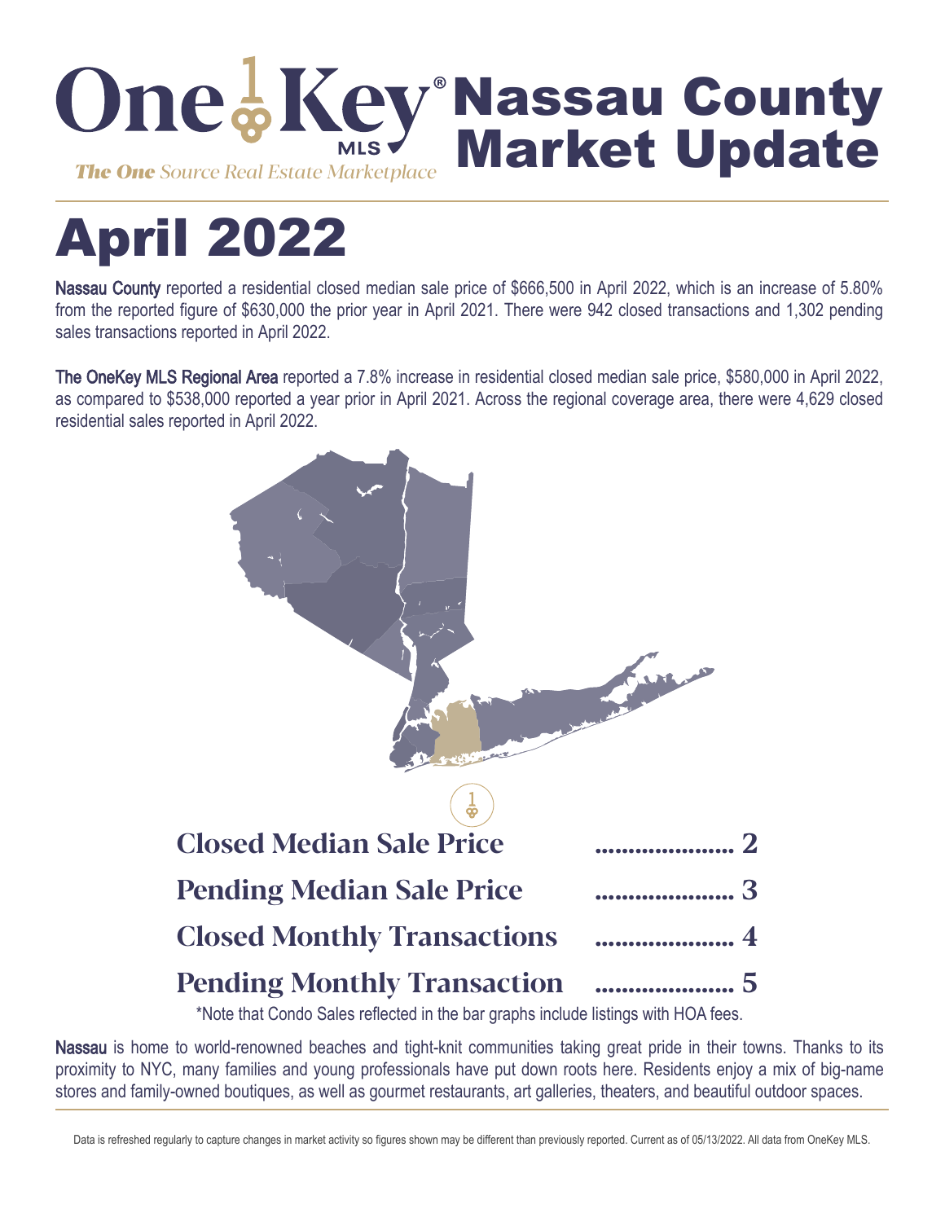# OneKey® MLS Nassau County Market Update

*The One Source Real Estate Marketplace*

# April 2022

**Nassau County** reported a residential closed median sale price of $666,500 in April 2022, which is an increase of 5.80% from the reported figure of $630,000 the prior year in April 2021. There were 942 closed transactions and 1,302 pending sales transactions reported in April 2022.

**The OneKey MLS Regional Area** reported a 7.8% increase in residential closed median sale price, $580,000 in April 2022, as compared to $538,000 reported a year prior in April 2021. Across the regional coverage area, there were 4,629 closed residential sales reported in April 2022.

**Closed Median Sale Price** ..................... 2

**Pending Median Sale Price** ..................... 3

**Closed Monthly Transactions** ..................... 4

**Pending Monthly Transaction** ..................... 5

*Note that Condo Sales reflected in the bar graphs include listings with HOA fees.

**Nassau** is home to world-renowned beaches and tight-knit communities taking great pride in their towns. Thanks to its proximity to NYC, many families and young professionals have put down roots here. Residents enjoy a mix of big-name stores and family-owned boutiques, as well as gourmet restaurants, art galleries, theaters, and beautiful outdoor spaces.

Data is refreshed regularly to capture changes in market activity so figures shown may be different than previously reported. Current as of 05/13/2022. All data from OneKey MLS.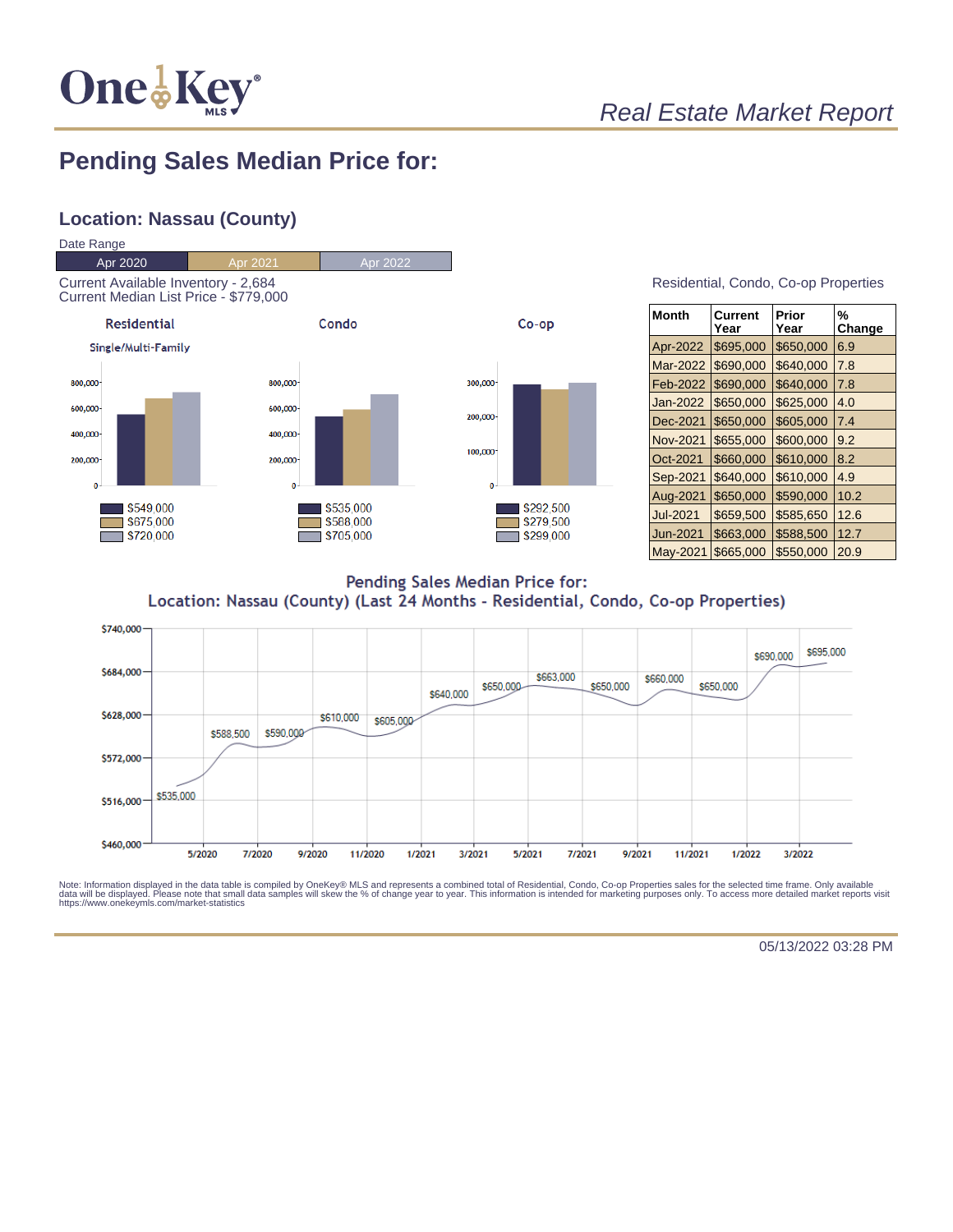*Real Estate Market Report*

# Pending Sales Median Price for:

## Location: Nassau (County)

Date Range

| Apr 2020 | Apr 2021 | Apr 2022 |
|---|---|---|

Current Available Inventory - 2,684
Current Median List Price - $779,000

**Residential** (Single/Multi-Family)

- Apr 2020: $549,000
- Apr 2021: $675,000
- Apr 2022: $720,000

**Condo**

- Apr 2020: $535,000
- Apr 2021: $588,000
- Apr 2022: $705,000

**Co-op**

- Apr 2020: $292,500
- Apr 2021: $279,500
- Apr 2022: $299,000

Residential, Condo, Co-op Properties

| Month | Current Year | Prior Year | % Change |
|---|---|---|---|
| Apr-2022 | $695,000 | $650,000 | 6.9 |
| Mar-2022 | $690,000 | $640,000 | 7.8 |
| Feb-2022 | $690,000 | $640,000 | 7.8 |
| Jan-2022 | $650,000 | $625,000 | 4.0 |
| Dec-2021 | $650,000 | $605,000 | 7.4 |
| Nov-2021 | $655,000 | $600,000 | 9.2 |
| Oct-2021 | $660,000 | $610,000 | 8.2 |
| Sep-2021 | $640,000 | $610,000 | 4.9 |
| Aug-2021 | $650,000 | $590,000 | 10.2 |
| Jul-2021 | $659,500 | $585,650 | 12.6 |
| Jun-2021 | $663,000 | $588,500 | 12.7 |
| May-2021 | $665,000 | $550,000 | 20.9 |

**Pending Sales Median Price for:**
**Location: Nassau (County) (Last 24 Months - Residential, Condo, Co-op Properties)**

Note: Information displayed in the data table is compiled by OneKey® MLS and represents a combined total of Residential, Condo, Co-op Properties sales for the selected time frame. Only available data will be displayed. Please note that small data samples will skew the % of change year to year. This information is intended for marketing purposes only. To access more detailed market reports visit https://www.onekeymls.com/market-statistics

05/13/2022 03:28 PM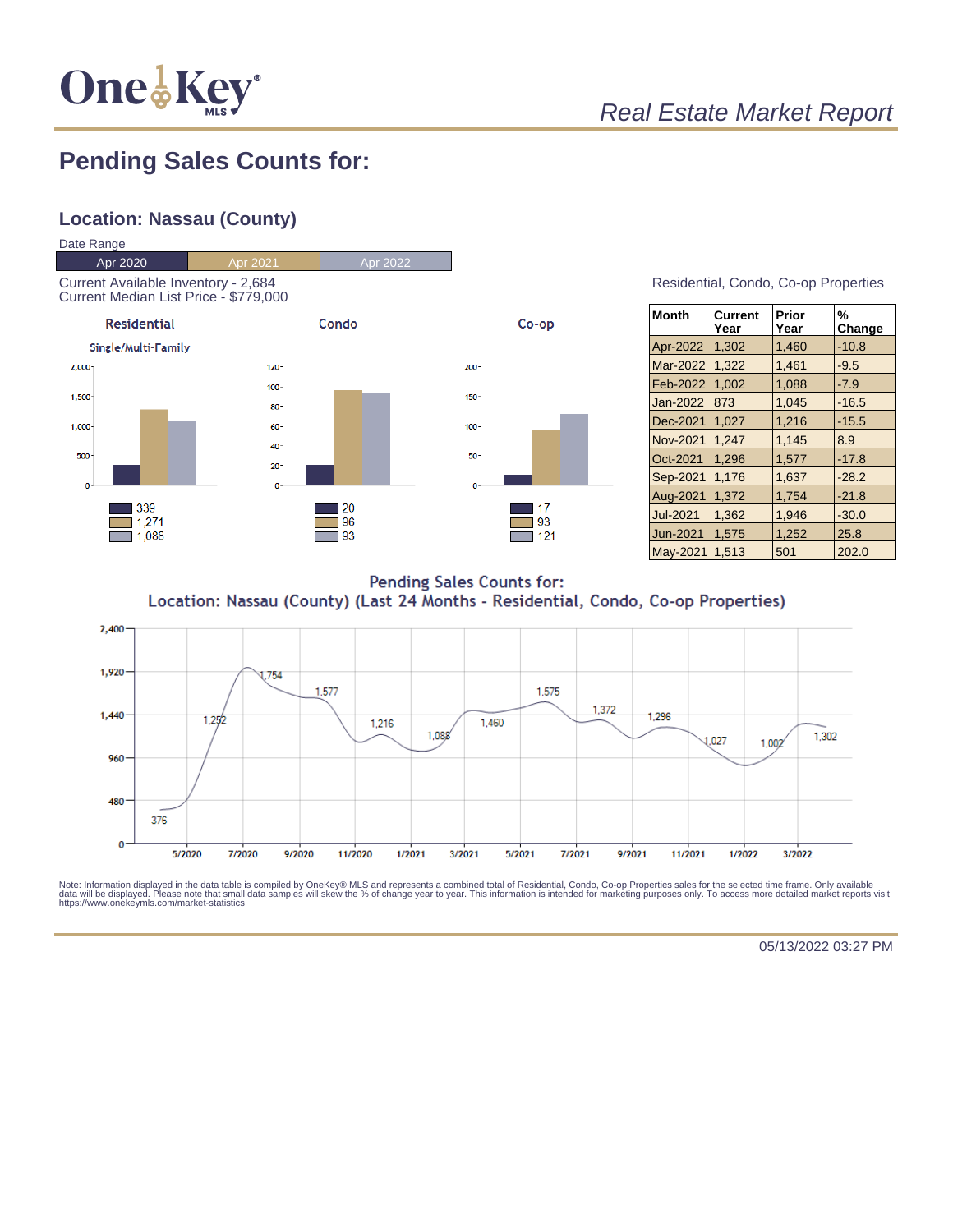*Real Estate Market Report*

# Pending Sales Counts for:

## Location: Nassau (County)

Date Range

| Apr 2020 | Apr 2021 | Apr 2022 |
|---|---|---|

Current Available Inventory - 2,684
Current Median List Price - $779,000

**Residential** (Single/Multi-Family)

| Apr 2020 | Apr 2021 | Apr 2022 |
|---|---|---|
| 339 | 1,271 | 1,088 |

**Condo**

| Apr 2020 | Apr 2021 | Apr 2022 |
|---|---|---|
| 20 | 96 | 93 |

**Co-op**

| Apr 2020 | Apr 2021 | Apr 2022 |
|---|---|---|
| 17 | 93 | 121 |

Residential, Condo, Co-op Properties

| Month | Current Year | Prior Year | % Change |
|---|---|---|---|
| Apr-2022 | 1,302 | 1,460 | -10.8 |
| Mar-2022 | 1,322 | 1,461 | -9.5 |
| Feb-2022 | 1,002 | 1,088 | -7.9 |
| Jan-2022 | 873 | 1,045 | -16.5 |
| Dec-2021 | 1,027 | 1,216 | -15.5 |
| Nov-2021 | 1,247 | 1,145 | 8.9 |
| Oct-2021 | 1,296 | 1,577 | -17.8 |
| Sep-2021 | 1,176 | 1,637 | -28.2 |
| Aug-2021 | 1,372 | 1,754 | -21.8 |
| Jul-2021 | 1,362 | 1,946 | -30.0 |
| Jun-2021 | 1,575 | 1,252 | 25.8 |
| May-2021 | 1,513 | 501 | 202.0 |

**Pending Sales Counts for:**
**Location: Nassau (County) (Last 24 Months - Residential, Condo, Co-op Properties)**

Labeled values: 376, 1,252, 1,754, 1,577, 1,216, 1,088, 1,460, 1,575, 1,372, 1,296, 1,027, 1,002, 1,302

Note: Information displayed in the data table is compiled by OneKey® MLS and represents a combined total of Residential, Condo, Co-op Properties sales for the selected time frame. Only available data will be displayed. Please note that small data samples will skew the % of change year to year. This information is intended for marketing purposes only. To access more detailed market reports visit https://www.onekeymls.com/market-statistics

05/13/2022 03:27 PM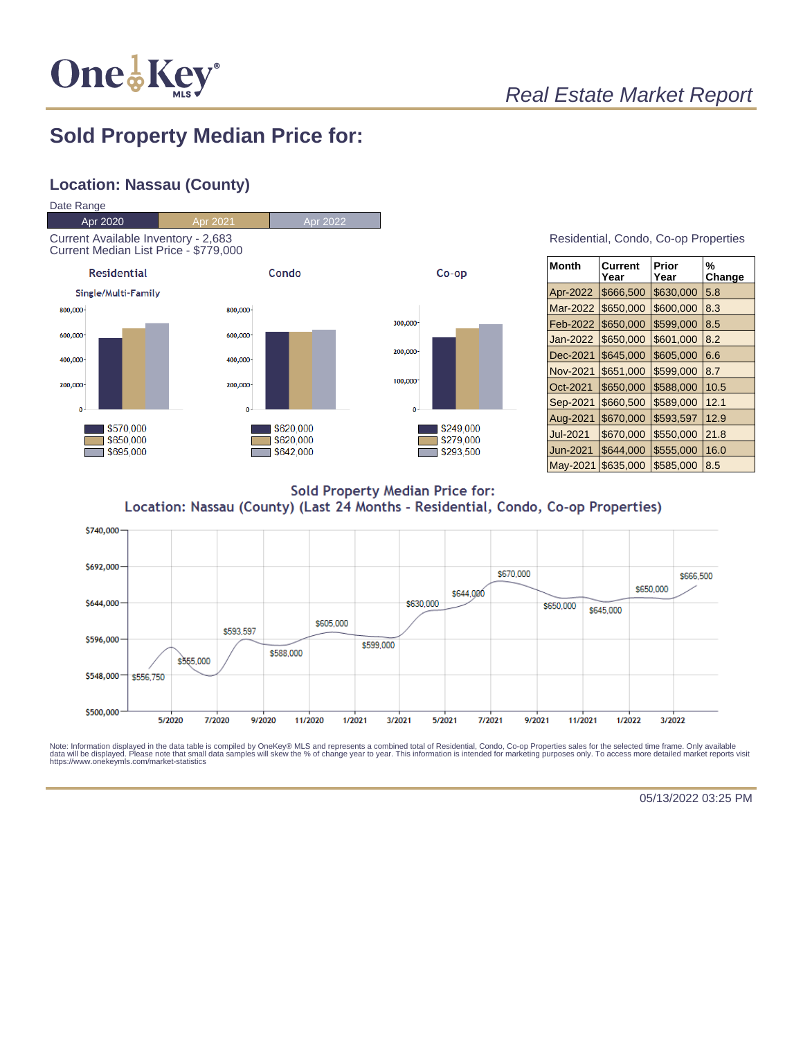*Real Estate Market Report*

# Sold Property Median Price for:

## Location: Nassau (County)

Date Range

| Apr 2020 | Apr 2021 | Apr 2022 |
|---|---|---|

Current Available Inventory - 2,683
Current Median List Price - $779,000

**Residential** (Single/Multi-Family)

- Apr 2020: $570,000
- Apr 2021: $650,000
- Apr 2022: $695,000

**Condo**

- Apr 2020: $620,000
- Apr 2021: $620,000
- Apr 2022: $642,000

**Co-op**

- Apr 2020: $249,000
- Apr 2021: $279,000
- Apr 2022: $293,500

Residential, Condo, Co-op Properties

| Month | Current Year | Prior Year | % Change |
|---|---|---|---|
| Apr-2022 | $666,500 | $630,000 | 5.8 |
| Mar-2022 | $650,000 | $600,000 | 8.3 |
| Feb-2022 | $650,000 | $599,000 | 8.5 |
| Jan-2022 | $650,000 | $601,000 | 8.2 |
| Dec-2021 | $645,000 | $605,000 | 6.6 |
| Nov-2021 | $651,000 | $599,000 | 8.7 |
| Oct-2021 | $650,000 | $588,000 | 10.5 |
| Sep-2021 | $660,500 | $589,000 | 12.1 |
| Aug-2021 | $670,000 | $593,597 | 12.9 |
| Jul-2021 | $670,000 | $550,000 | 21.8 |
| Jun-2021 | $644,000 | $555,000 | 16.0 |
| May-2021 | $635,000 | $585,000 | 8.5 |

**Sold Property Median Price for:**
**Location: Nassau (County) (Last 24 Months - Residential, Condo, Co-op Properties)**

Note: Information displayed in the data table is compiled by OneKey® MLS and represents a combined total of Residential, Condo, Co-op Properties sales for the selected time frame. Only available data will be displayed. Please note that small data samples will skew the % of change year to year. This information is intended for marketing purposes only. To access more detailed market reports visit https://www.onekeymls.com/market-statistics

05/13/2022 03:25 PM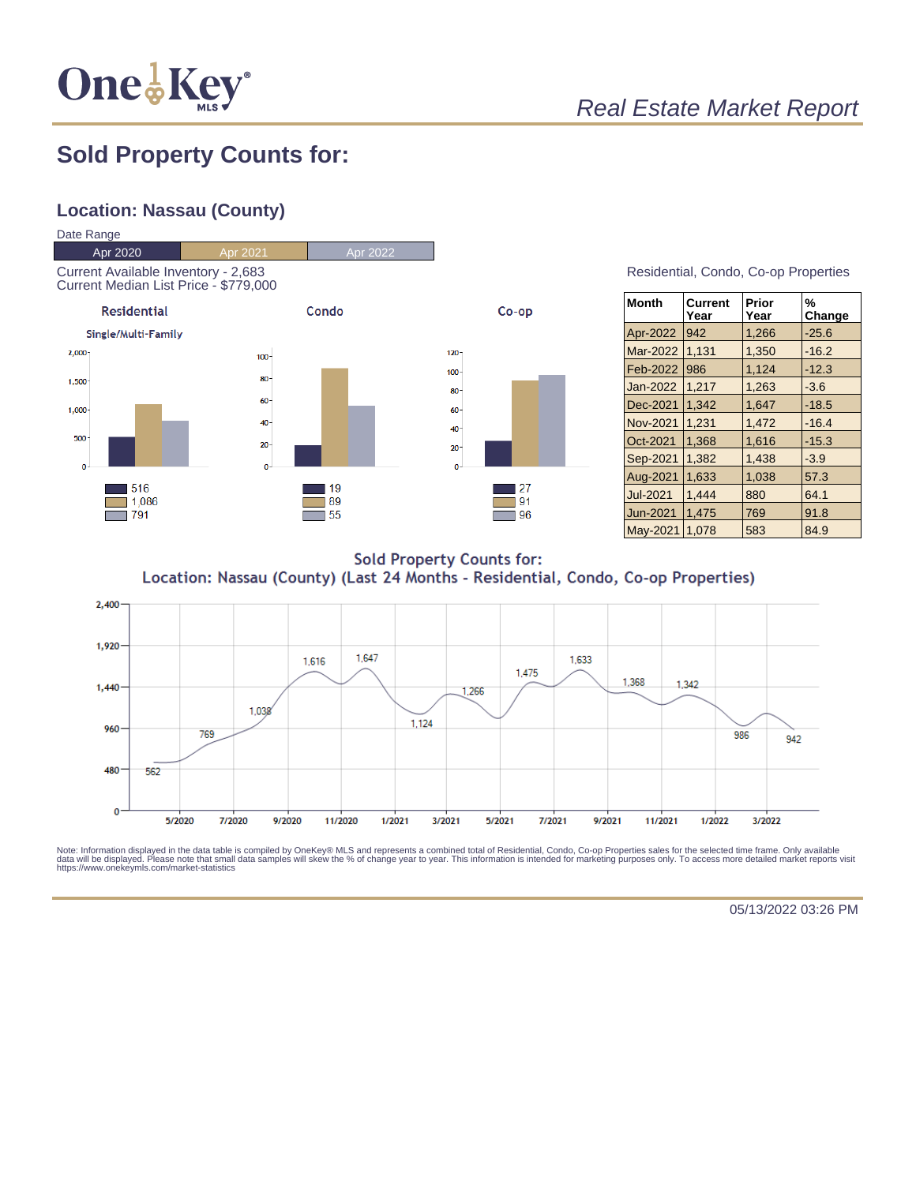*Real Estate Market Report*

# Sold Property Counts for:

## Location: Nassau (County)

Date Range

Apr 2020 | Apr 2021 | Apr 2022

Current Available Inventory - 2,683
Current Median List Price - $779,000

Residential

Single/Multi-Family

2,000
1,500
1,000
500
0

516
1,086
791

Condo

100
80
60
40
20
0

19
89
55

Co-op

120
100
80
60
40
20
0

27
91
96

Residential, Condo, Co-op Properties

| Month | Current Year | Prior Year | % Change |
|---|---|---|---|
| Apr-2022 | 942 | 1,266 | -25.6 |
| Mar-2022 | 1,131 | 1,350 | -16.2 |
| Feb-2022 | 986 | 1,124 | -12.3 |
| Jan-2022 | 1,217 | 1,263 | -3.6 |
| Dec-2021 | 1,342 | 1,647 | -18.5 |
| Nov-2021 | 1,231 | 1,472 | -16.4 |
| Oct-2021 | 1,368 | 1,616 | -15.3 |
| Sep-2021 | 1,382 | 1,438 | -3.9 |
| Aug-2021 | 1,633 | 1,038 | 57.3 |
| Jul-2021 | 1,444 | 880 | 64.1 |
| Jun-2021 | 1,475 | 769 | 91.8 |
| May-2021 | 1,078 | 583 | 84.9 |

Sold Property Counts for:
Location: Nassau (County) (Last 24 Months - Residential, Condo, Co-op Properties)

2,400
1,920
1,440
960
480
0

562
769
1,038
1,616
1,647
1,124
1,266
1,475
1,633
1,368
1,342
986
942

5/2020 7/2020 9/2020 11/2020 1/2021 3/2021 5/2021 7/2021 9/2021 11/2021 1/2022 3/2022

Note: Information displayed in the data table is compiled by OneKey® MLS and represents a combined total of Residential, Condo, Co-op Properties sales for the selected time frame. Only available data will be displayed. Please note that small data samples will skew the % of change year to year. This information is intended for marketing purposes only. To access more detailed market reports visit https://www.onekeymls.com/market-statistics

05/13/2022 03:26 PM